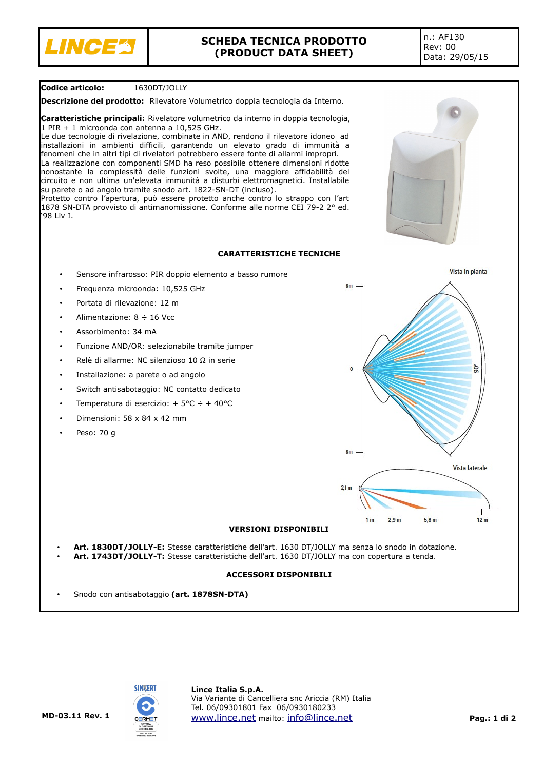| LINCE | SCHEDA TECNICA PRODOTTO (PRODUCT DATA SHEET) | n.: AF130<br>Rev: 00<br>Data: 29/05/15 |
|---|---|---|

**Codice articolo:** 1630DT/JOLLY

**Descrizione del prodotto:** Rilevatore Volumetrico doppia tecnologia da Interno.

**Caratteristiche principali:** Rivelatore volumetrico da interno in doppia tecnologia, 1 PIR + 1 microonda con antenna a 10,525 GHz.
Le due tecnologie di rivelazione, combinate in AND, rendono il rilevatore idoneo ad installazioni in ambienti difficili, garantendo un elevato grado di immunità a fenomeni che in altri tipi di rivelatori potrebbero essere fonte di allarmi impropri.
La realizzazione con componenti SMD ha reso possibile ottenere dimensioni ridotte nonostante la complessità delle funzioni svolte, una maggiore affidabilità del circuito e non ultima un'elevata immunità a disturbi elettromagnetici. Installabile su parete o ad angolo tramite snodo art. 1822-SN-DT (incluso).
Protetto contro l'apertura, può essere protetto anche contro lo strappo con l'art 1878 SN-DTA provvisto di antimanomissione. Conforme alle norme CEI 79-2 2° ed. '98 Liv I.

## CARATTERISTICHE TECNICHE

- Sensore infrarosso: PIR doppio elemento a basso rumore
- Frequenza microonda: 10,525 GHz
- Portata di rilevazione: 12 m
- Alimentazione: 8 ÷ 16 Vcc
- Assorbimento: 34 mA
- Funzione AND/OR: selezionabile tramite jumper
- Relè di allarme: NC silenzioso 10 Ω in serie
- Installazione: a parete o ad angolo
- Switch antisabotaggio: NC contatto dedicato
- Temperatura di esercizio: + 5°C ÷ + 40°C
- Dimensioni: 58 x 84 x 42 mm
- Peso: 70 g

Vista in pianta

Vista laterale

## VERSIONI DISPONIBILI

- **Art. 1830DT/JOLLY-E:** Stesse caratteristiche dell'art. 1630 DT/JOLLY ma senza lo snodo in dotazione.
- **Art. 1743DT/JOLLY-T:** Stesse caratteristiche dell'art. 1630 DT/JOLLY ma con copertura a tenda.

## ACCESSORI DISPONIBILI

- Snodo con antisabotaggio **(art. 1878SN-DTA)**

MD-03.11 Rev. 1

**Lince Italia S.p.A.**
Via Variante di Cancelliera snc Ariccia (RM) Italia
Tel. 06/09301801 Fax 06/0930180233
www.lince.net mailto: info@lince.net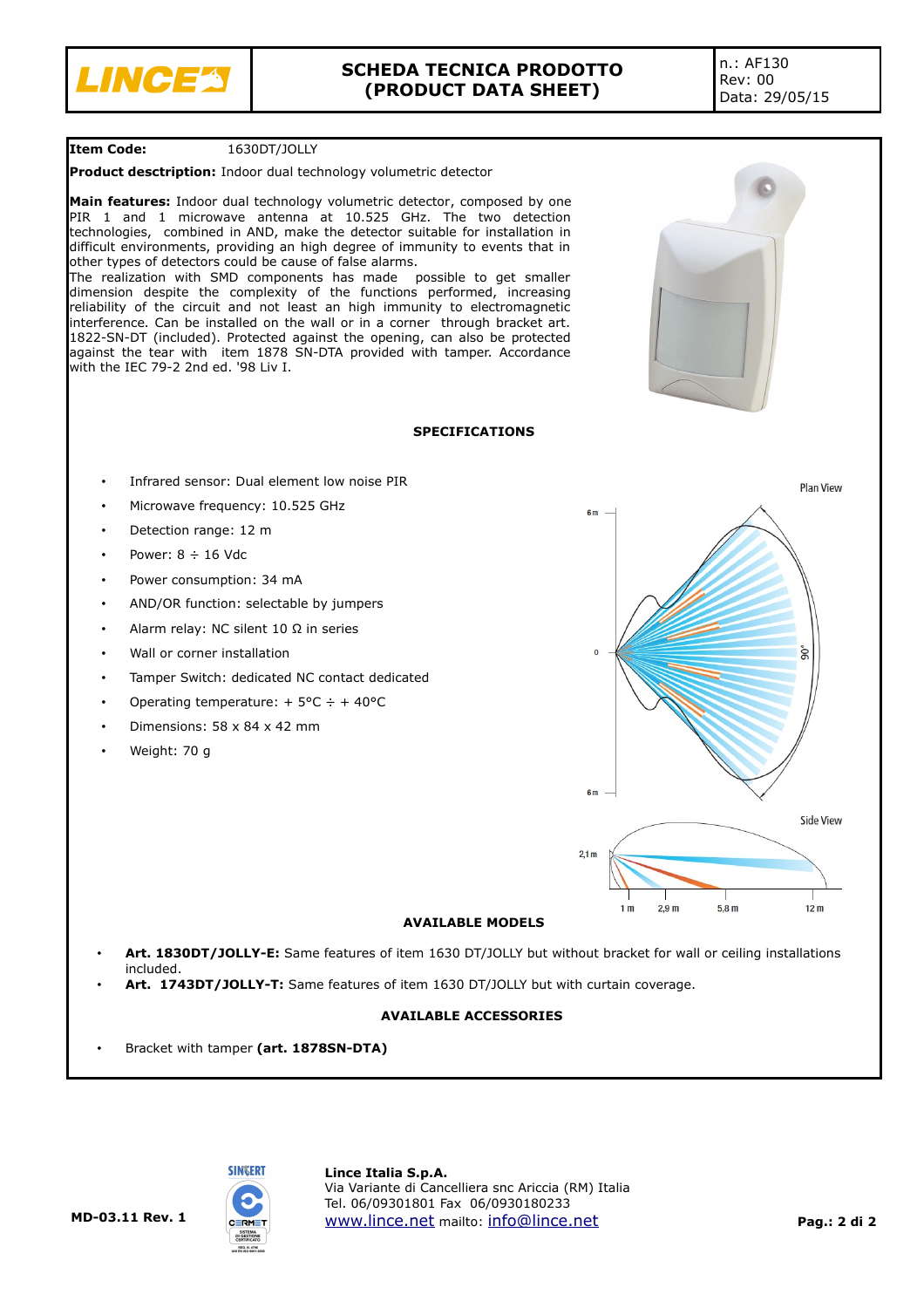**SCHEDA TECNICA PRODOTTO (PRODUCT DATA SHEET)**

n.: AF130
Rev: 00
Data: 29/05/15

**Item Code:** 1630DT/JOLLY

**Product description:** Indoor dual technology volumetric detector

**Main features:** Indoor dual technology volumetric detector, composed by one PIR 1 and 1 microwave antenna at 10.525 GHz. The two detection technologies, combined in AND, make the detector suitable for installation in difficult environments, providing an high degree of immunity to events that in other types of detectors could be cause of false alarms.
The realization with SMD components has made possible to get smaller dimension despite the complexity of the functions performed, increasing reliability of the circuit and not least an high immunity to electromagnetic interference. Can be installed on the wall or in a corner through bracket art. 1822-SN-DT (included). Protected against the opening, can also be protected against the tear with item 1878 SN-DTA provided with tamper. Accordance with the IEC 79-2 2nd ed. '98 Liv I.

## SPECIFICATIONS

- Infrared sensor: Dual element low noise PIR
- Microwave frequency: 10.525 GHz
- Detection range: 12 m
- Power: 8 ÷ 16 Vdc
- Power consumption: 34 mA
- AND/OR function: selectable by jumpers
- Alarm relay: NC silent 10 Ω in series
- Wall or corner installation
- Tamper Switch: dedicated NC contact dedicated
- Operating temperature: + 5°C ÷ + 40°C
- Dimensions: 58 x 84 x 42 mm
- Weight: 70 g

Plan View
6 m
0
90°
6 m

Side View
2,1 m
1 m
2,9 m
5,8 m
12 m

## AVAILABLE MODELS

- **Art. 1830DT/JOLLY-E:** Same features of item 1630 DT/JOLLY but without bracket for wall or ceiling installations included.
- **Art. 1743DT/JOLLY-T:** Same features of item 1630 DT/JOLLY but with curtain coverage.

## AVAILABLE ACCESSORIES

- Bracket with tamper **(art. 1878SN-DTA)**

MD-03.11 Rev. 1

**Lince Italia S.p.A.**
Via Variante di Cancelliera snc Ariccia (RM) Italia
Tel. 06/09301801 Fax 06/0930180233
www.lince.net mailto: info@lince.net